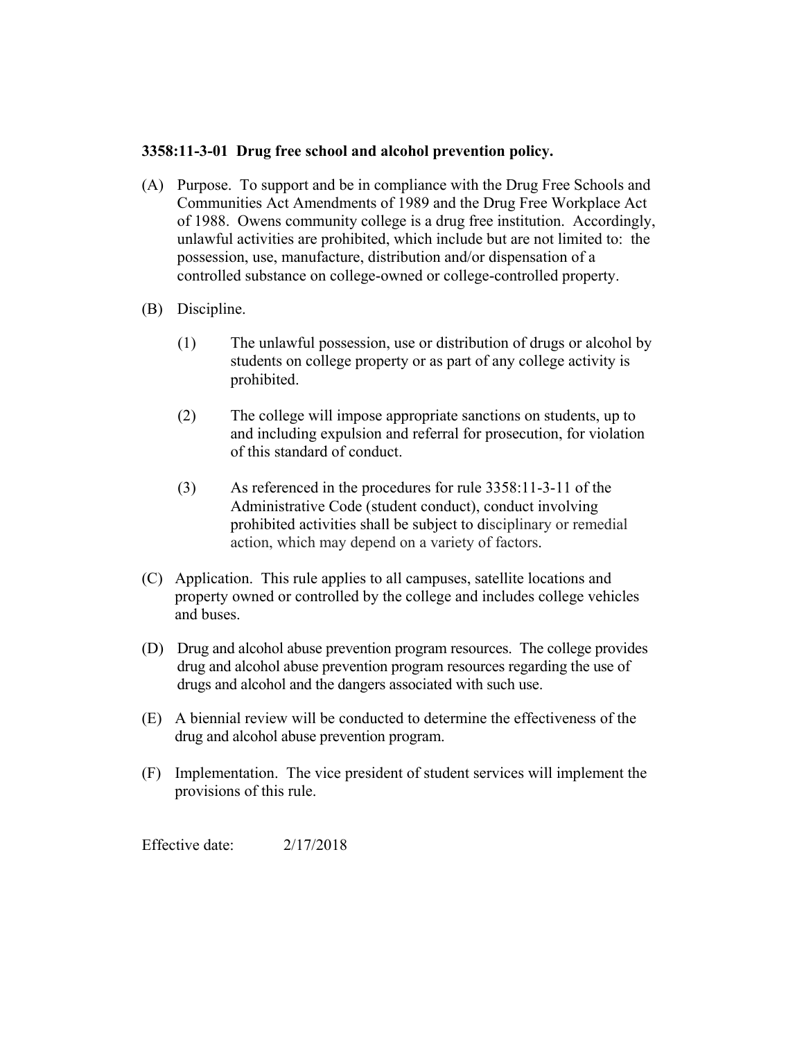**3358:11-3-01 Drug free school and alcohol prevention policy.**

(A) Purpose. To support and be in compliance with the Drug Free Schools and Communities Act Amendments of 1989 and the Drug Free Workplace Act of 1988. Owens community college is a drug free institution. Accordingly, unlawful activities are prohibited, which include but are not limited to: the possession, use, manufacture, distribution and/or dispensation of a controlled substance on college-owned or college-controlled property.

(B) Discipline.

(1) The unlawful possession, use or distribution of drugs or alcohol by students on college property or as part of any college activity is prohibited.

(2) The college will impose appropriate sanctions on students, up to and including expulsion and referral for prosecution, for violation of this standard of conduct.

(3) As referenced in the procedures for rule 3358:11-3-11 of the Administrative Code (student conduct), conduct involving prohibited activities shall be subject to disciplinary or remedial action, which may depend on a variety of factors.

(C) Application. This rule applies to all campuses, satellite locations and property owned or controlled by the college and includes college vehicles and buses.

(D) Drug and alcohol abuse prevention program resources. The college provides drug and alcohol abuse prevention program resources regarding the use of drugs and alcohol and the dangers associated with such use.

(E) A biennial review will be conducted to determine the effectiveness of the drug and alcohol abuse prevention program.

(F) Implementation. The vice president of student services will implement the provisions of this rule.

Effective date: 2/17/2018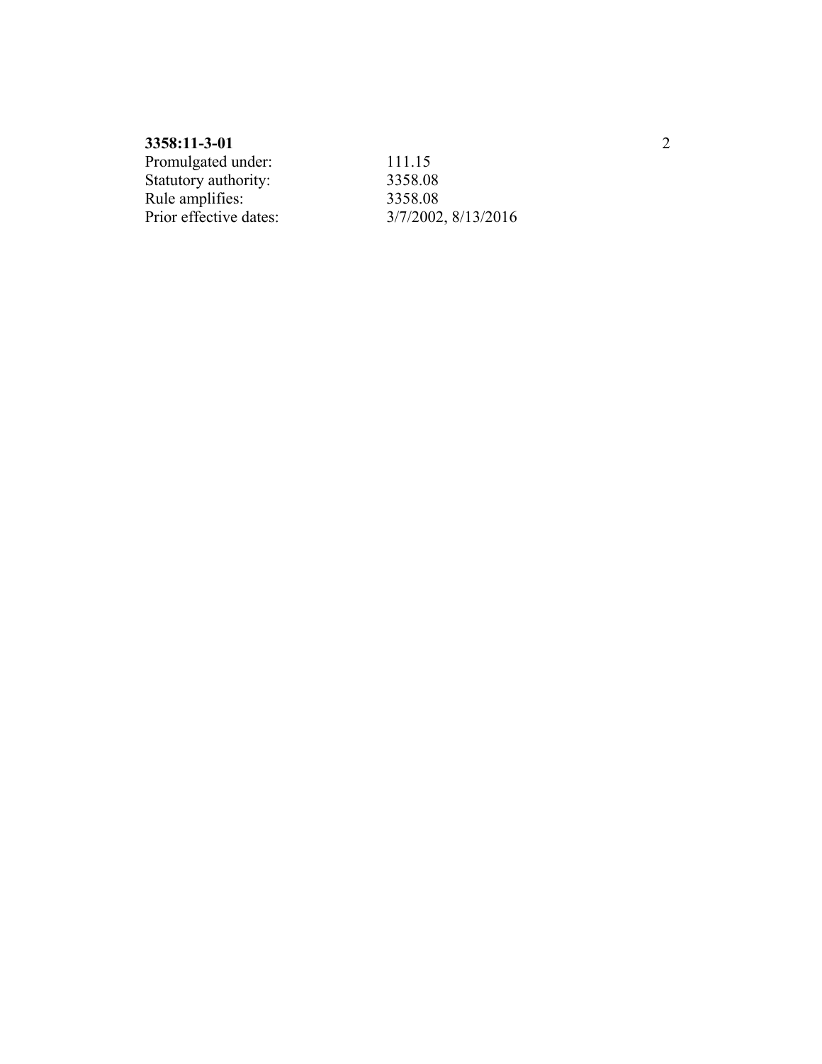| | |
|---|---|
| Promulgated under: | 111.15 |
| Statutory authority: | 3358.08 |
| Rule amplifies: | 3358.08 |
| Prior effective dates: | 3/7/2002, 8/13/2016 |